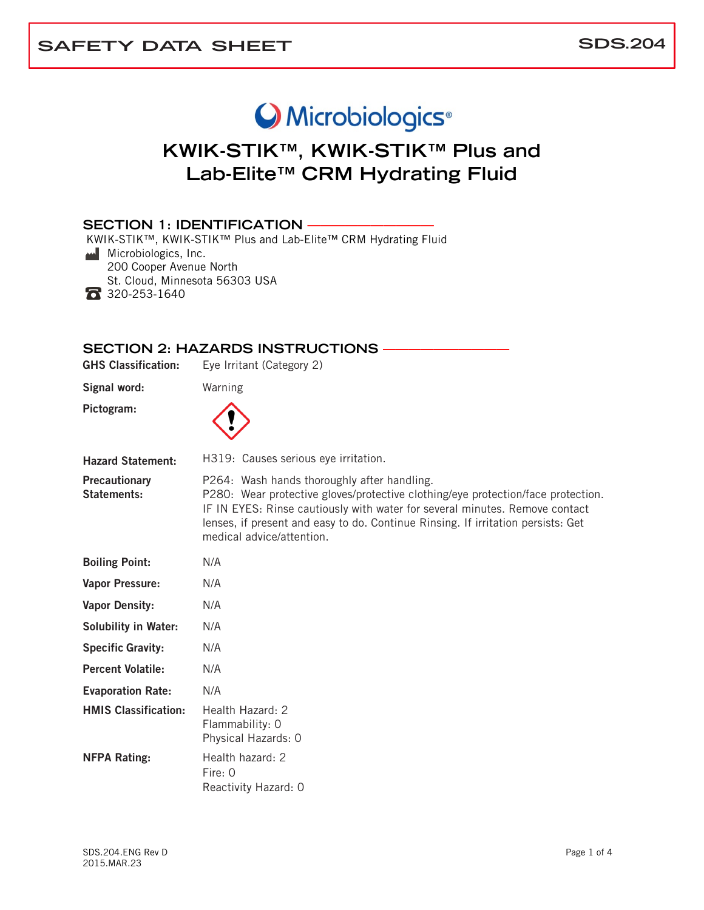# SAFETY DATA SHEET

SDS.204

Microbiologics®

# KWIK-STIK™, KWIK-STIK™ Plus and Lab-Elite™ CRM Hydrating Fluid

## SECTION 1: IDENTIFICATION

KWIK-STIK™, KWIK-STIK™ Plus and Lab-Elite™ CRM Hydrating Fluid

Microbiologics, Inc.
200 Cooper Avenue North
St. Cloud, Minnesota 56303 USA

320-253-1640

## SECTION 2: HAZARDS INSTRUCTIONS

**GHS Classification:** Eye Irritant (Category 2)

**Signal word:** Warning

**Pictogram:**

**Hazard Statement:** H319: Causes serious eye irritation.

**Precautionary Statements:** P264: Wash hands thoroughly after handling.
P280: Wear protective gloves/protective clothing/eye protection/face protection.
IF IN EYES: Rinse cautiously with water for several minutes. Remove contact lenses, if present and easy to do. Continue Rinsing. If irritation persists: Get medical advice/attention.

**Boiling Point:** N/A

**Vapor Pressure:** N/A

**Vapor Density:** N/A

**Solubility in Water:** N/A

**Specific Gravity:** N/A

**Percent Volatile:** N/A

**Evaporation Rate:** N/A

**HMIS Classification:** Health Hazard: 2
Flammability: 0
Physical Hazards: 0

**NFPA Rating:** Health hazard: 2
Fire: 0
Reactivity Hazard: 0

SDS.204.ENG Rev D
2015.MAR.23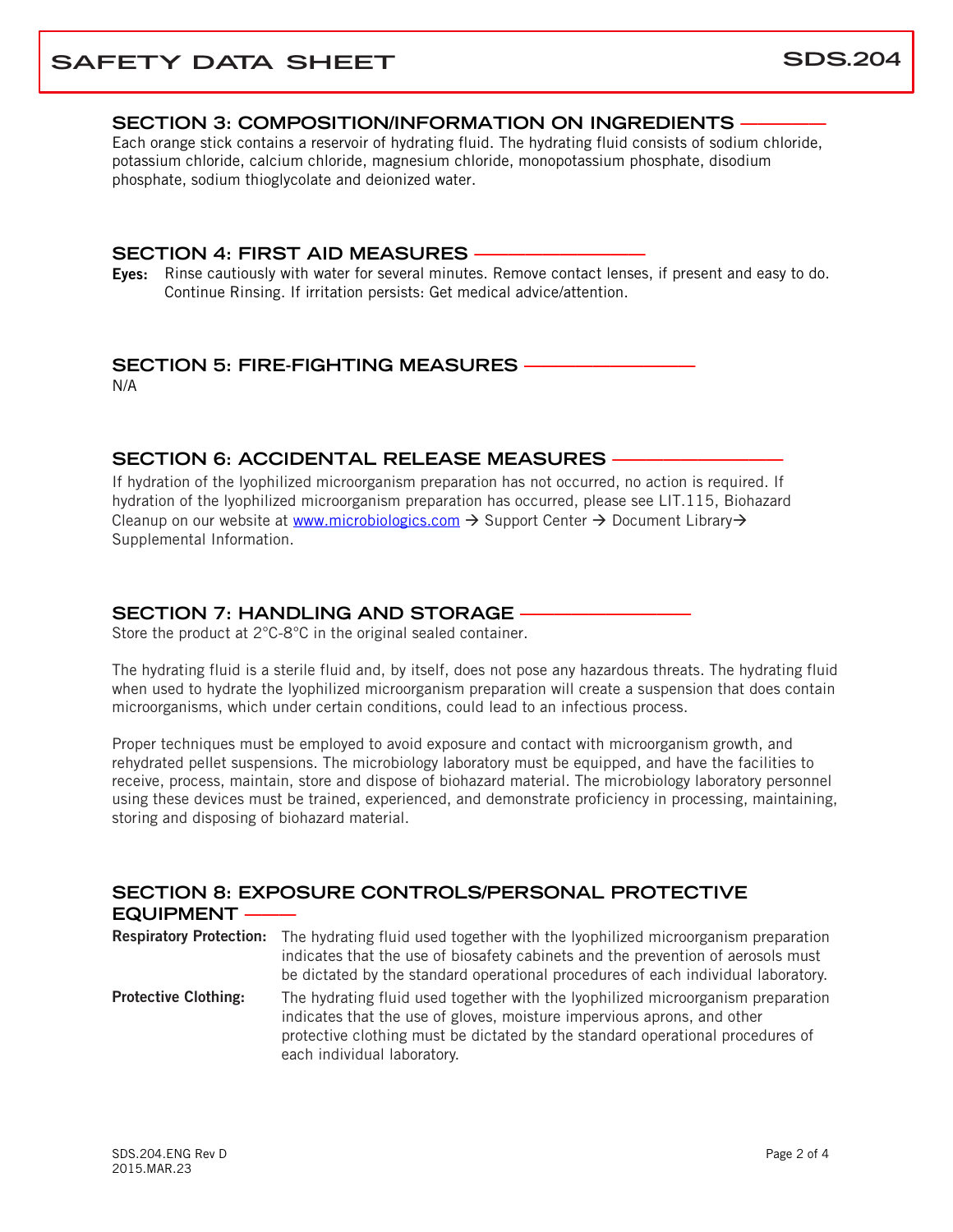## SECTION 3: COMPOSITION/INFORMATION ON INGREDIENTS

Each orange stick contains a reservoir of hydrating fluid. The hydrating fluid consists of sodium chloride, potassium chloride, calcium chloride, magnesium chloride, monopotassium phosphate, disodium phosphate, sodium thioglycolate and deionized water.

## SECTION 4: FIRST AID MEASURES

**Eyes:** Rinse cautiously with water for several minutes. Remove contact lenses, if present and easy to do. Continue Rinsing. If irritation persists: Get medical advice/attention.

## SECTION 5: FIRE-FIGHTING MEASURES

N/A

## SECTION 6: ACCIDENTAL RELEASE MEASURES

If hydration of the lyophilized microorganism preparation has not occurred, no action is required. If hydration of the lyophilized microorganism preparation has occurred, please see LIT.115, Biohazard Cleanup on our website at www.microbiologics.com → Support Center → Document Library→ Supplemental Information.

## SECTION 7: HANDLING AND STORAGE

Store the product at 2°C-8°C in the original sealed container.

The hydrating fluid is a sterile fluid and, by itself, does not pose any hazardous threats. The hydrating fluid when used to hydrate the lyophilized microorganism preparation will create a suspension that does contain microorganisms, which under certain conditions, could lead to an infectious process.

Proper techniques must be employed to avoid exposure and contact with microorganism growth, and rehydrated pellet suspensions. The microbiology laboratory must be equipped, and have the facilities to receive, process, maintain, store and dispose of biohazard material. The microbiology laboratory personnel using these devices must be trained, experienced, and demonstrate proficiency in processing, maintaining, storing and disposing of biohazard material.

## SECTION 8: EXPOSURE CONTROLS/PERSONAL PROTECTIVE EQUIPMENT

**Respiratory Protection:** The hydrating fluid used together with the lyophilized microorganism preparation indicates that the use of biosafety cabinets and the prevention of aerosols must be dictated by the standard operational procedures of each individual laboratory.

**Protective Clothing:** The hydrating fluid used together with the lyophilized microorganism preparation indicates that the use of gloves, moisture impervious aprons, and other protective clothing must be dictated by the standard operational procedures of each individual laboratory.

SDS.204.ENG Rev D
2015.MAR.23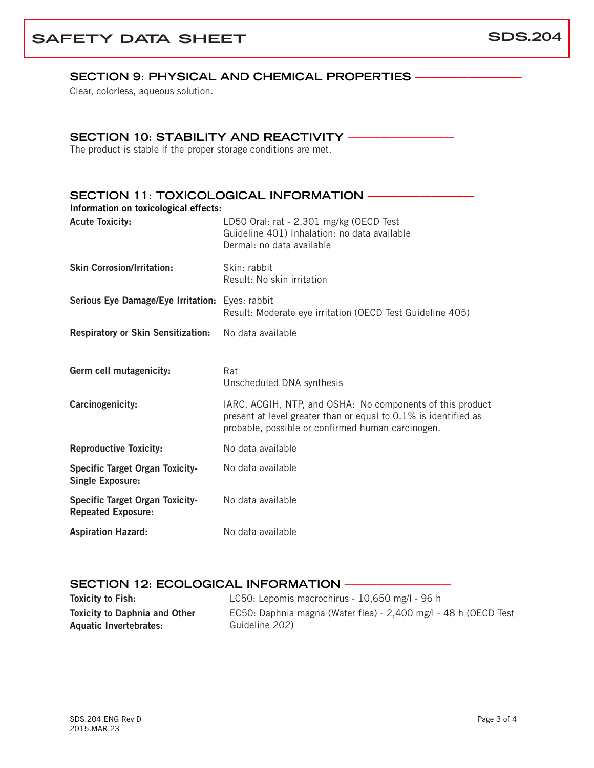## SECTION 9: PHYSICAL AND CHEMICAL PROPERTIES

Clear, colorless, aqueous solution.

## SECTION 10: STABILITY AND REACTIVITY

The product is stable if the proper storage conditions are met.

## SECTION 11: TOXICOLOGICAL INFORMATION

**Information on toxicological effects:**

| | |
|---|---|
| **Acute Toxicity:** | LD50 Oral: rat - 2,301 mg/kg (OECD Test Guideline 401) Inhalation: no data available<br>Dermal: no data available |
| **Skin Corrosion/Irritation:** | Skin: rabbit<br>Result: No skin irritation |
| **Serious Eye Damage/Eye Irritation:** | Eyes: rabbit<br>Result: Moderate eye irritation (OECD Test Guideline 405) |
| **Respiratory or Skin Sensitization:** | No data available |
| **Germ cell mutagenicity:** | Rat<br>Unscheduled DNA synthesis |
| **Carcinogenicity:** | IARC, ACGIH, NTP, and OSHA: No components of this product present at level greater than or equal to 0.1% is identified as probable, possible or confirmed human carcinogen. |
| **Reproductive Toxicity:** | No data available |
| **Specific Target Organ Toxicity-Single Exposure:** | No data available |
| **Specific Target Organ Toxicity-Repeated Exposure:** | No data available |
| **Aspiration Hazard:** | No data available |

## SECTION 12: ECOLOGICAL INFORMATION

| | |
|---|---|
| **Toxicity to Fish:** | LC50: Lepomis macrochirus - 10,650 mg/l - 96 h |
| **Toxicity to Daphnia and Other Aquatic Invertebrates:** | EC50: Daphnia magna (Water flea) - 2,400 mg/l - 48 h (OECD Test Guideline 202) |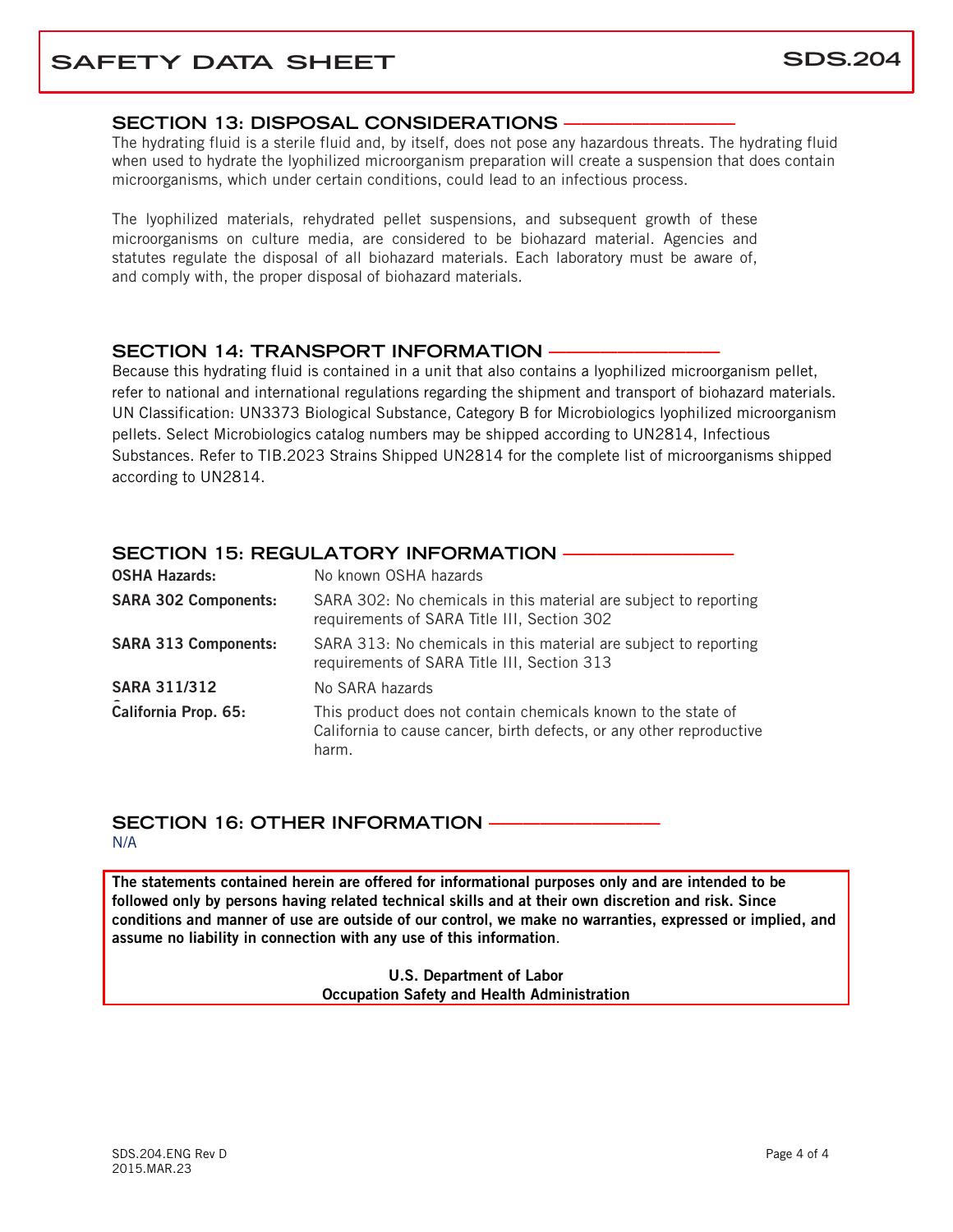## SECTION 13: DISPOSAL CONSIDERATIONS

The hydrating fluid is a sterile fluid and, by itself, does not pose any hazardous threats. The hydrating fluid when used to hydrate the lyophilized microorganism preparation will create a suspension that does contain microorganisms, which under certain conditions, could lead to an infectious process.

The lyophilized materials, rehydrated pellet suspensions, and subsequent growth of these microorganisms on culture media, are considered to be biohazard material. Agencies and statutes regulate the disposal of all biohazard materials. Each laboratory must be aware of, and comply with, the proper disposal of biohazard materials.

## SECTION 14: TRANSPORT INFORMATION

Because this hydrating fluid is contained in a unit that also contains a lyophilized microorganism pellet, refer to national and international regulations regarding the shipment and transport of biohazard materials. UN Classification: UN3373 Biological Substance, Category B for Microbiologics lyophilized microorganism pellets. Select Microbiologics catalog numbers may be shipped according to UN2814, Infectious Substances. Refer to TIB.2023 Strains Shipped UN2814 for the complete list of microorganisms shipped according to UN2814.

## SECTION 15: REGULATORY INFORMATION

| | |
|---|---|
| **OSHA Hazards:** | No known OSHA hazards |
| **SARA 302 Components:** | SARA 302: No chemicals in this material are subject to reporting requirements of SARA Title III, Section 302 |
| **SARA 313 Components:** | SARA 313: No chemicals in this material are subject to reporting requirements of SARA Title III, Section 313 |
| **SARA 311/312** | No SARA hazards |
| **California Prop. 65:** | This product does not contain chemicals known to the state of California to cause cancer, birth defects, or any other reproductive harm. |

## SECTION 16: OTHER INFORMATION

N/A

**The statements contained herein are offered for informational purposes only and are intended to be followed only by persons having related technical skills and at their own discretion and risk. Since conditions and manner of use are outside of our control, we make no warranties, expressed or implied, and assume no liability in connection with any use of this information.**

**U.S. Department of Labor**
**Occupation Safety and Health Administration**

SDS.204.ENG Rev D
2015.MAR.23